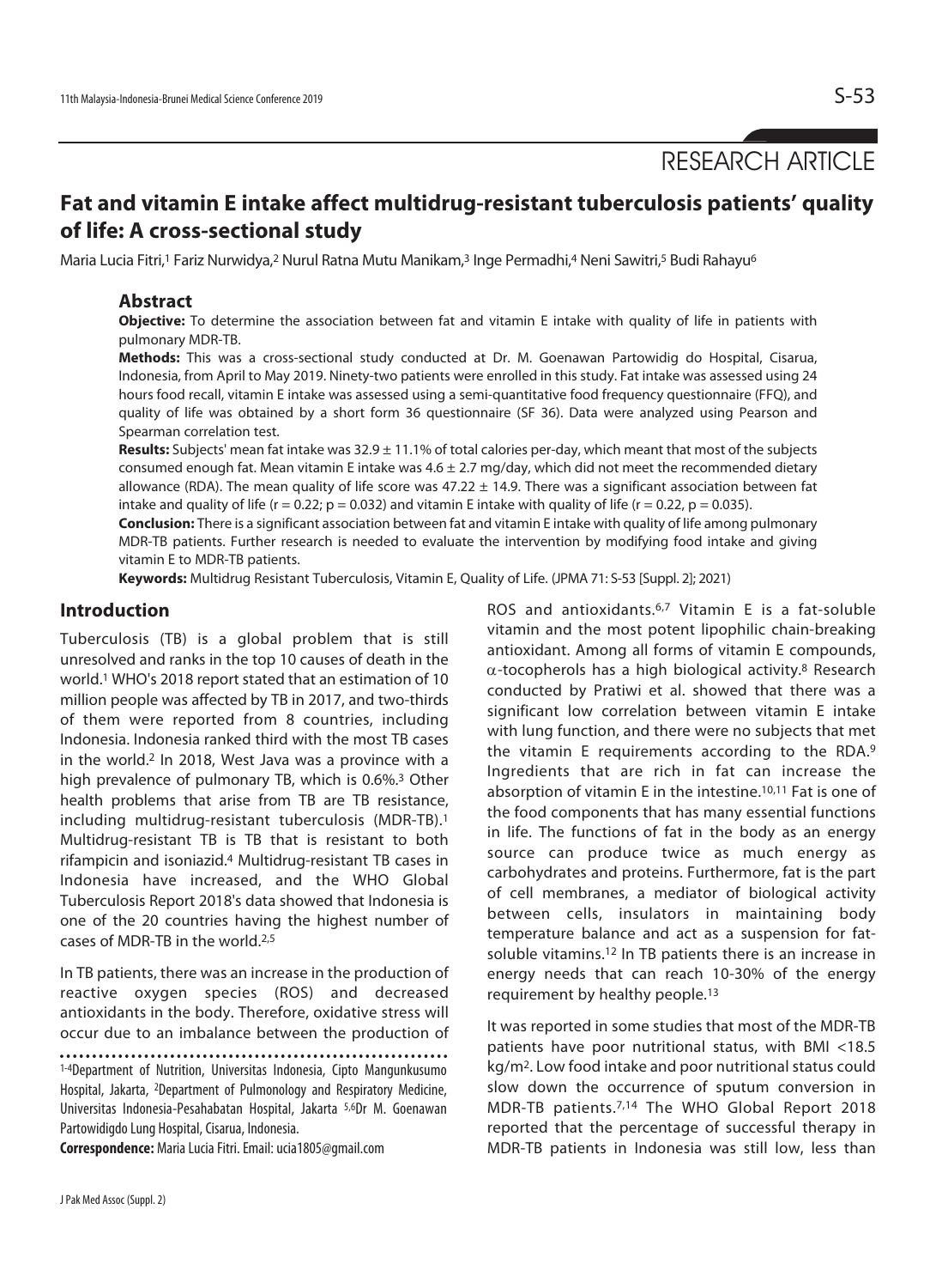RESEARCH ARTICLE

# Fat and vitamin E intake affect multidrug-resistant tuberculosis patients' quality of life: A cross-sectional study

Maria Lucia Fitri,[1] Fariz Nurwidya,[2] Nurul Ratna Mutu Manikam,[3] Inge Permadhi,[4] Neni Sawitri,[5] Budi Rahayu[6]

## Abstract

**Objective:** To determine the association between fat and vitamin E intake with quality of life in patients with pulmonary MDR-TB.

**Methods:** This was a cross-sectional study conducted at Dr. M. Goenawan Partowidig do Hospital, Cisarua, Indonesia, from April to May 2019. Ninety-two patients were enrolled in this study. Fat intake was assessed using 24 hours food recall, vitamin E intake was assessed using a semi-quantitative food frequency questionnaire (FFQ), and quality of life was obtained by a short form 36 questionnaire (SF 36). Data were analyzed using Pearson and Spearman correlation test.

**Results:** Subjects' mean fat intake was 32.9 ± 11.1% of total calories per-day, which meant that most of the subjects consumed enough fat. Mean vitamin E intake was 4.6 ± 2.7 mg/day, which did not meet the recommended dietary allowance (RDA). The mean quality of life score was 47.22 ± 14.9. There was a significant association between fat intake and quality of life ($r = 0.22$; $p = 0.032$) and vitamin E intake with quality of life ($r = 0.22$, $p = 0.035$).

**Conclusion:** There is a significant association between fat and vitamin E intake with quality of life among pulmonary MDR-TB patients. Further research is needed to evaluate the intervention by modifying food intake and giving vitamin E to MDR-TB patients.

**Keywords:** Multidrug Resistant Tuberculosis, Vitamin E, Quality of Life. (JPMA 71: S-53 [Suppl. 2]; 2021)

## Introduction

Tuberculosis (TB) is a global problem that is still unresolved and ranks in the top 10 causes of death in the world.[1] WHO's 2018 report stated that an estimation of 10 million people was affected by TB in 2017, and two-thirds of them were reported from 8 countries, including Indonesia. Indonesia ranked third with the most TB cases in the world.[2] In 2018, West Java was a province with a high prevalence of pulmonary TB, which is 0.6%.[3] Other health problems that arise from TB are TB resistance, including multidrug-resistant tuberculosis (MDR-TB).[1] Multidrug-resistant TB is TB that is resistant to both rifampicin and isoniazid.[4] Multidrug-resistant TB cases in Indonesia have increased, and the WHO Global Tuberculosis Report 2018's data showed that Indonesia is one of the 20 countries having the highest number of cases of MDR-TB in the world.[2,5]

In TB patients, there was an increase in the production of reactive oxygen species (ROS) and decreased antioxidants in the body. Therefore, oxidative stress will occur due to an imbalance between the production of ROS and antioxidants.[6,7] Vitamin E is a fat-soluble vitamin and the most potent lipophilic chain-breaking antioxidant. Among all forms of vitamin E compounds, $\alpha$-tocopherols has a high biological activity.[8] Research conducted by Pratiwi et al. showed that there was a significant low correlation between vitamin E intake with lung function, and there were no subjects that met the vitamin E requirements according to the RDA.[9] Ingredients that are rich in fat can increase the absorption of vitamin E in the intestine.[10,11] Fat is one of the food components that has many essential functions in life. The functions of fat in the body as an energy source can produce twice as much energy as carbohydrates and proteins. Furthermore, fat is the part of cell membranes, a mediator of biological activity between cells, insulators in maintaining body temperature balance and act as a suspension for fat-soluble vitamins.[12] In TB patients there is an increase in energy needs that can reach 10-30% of the energy requirement by healthy people.[13]

It was reported in some studies that most of the MDR-TB patients have poor nutritional status, with BMI <18.5 kg/m$^2$. Low food intake and poor nutritional status could slow down the occurrence of sputum conversion in MDR-TB patients.[7,14] The WHO Global Report 2018 reported that the percentage of successful therapy in MDR-TB patients in Indonesia was still low, less than

---

[1-4]Department of Nutrition, Universitas Indonesia, Cipto Mangunkusumo Hospital, Jakarta, [2]Department of Pulmonology and Respiratory Medicine, Universitas Indonesia-Pesahabatan Hospital, Jakarta [5,6]Dr M. Goenawan Partowidigdo Lung Hospital, Cisarua, Indonesia.

**Correspondence:** Maria Lucia Fitri. Email: ucia1805@gmail.com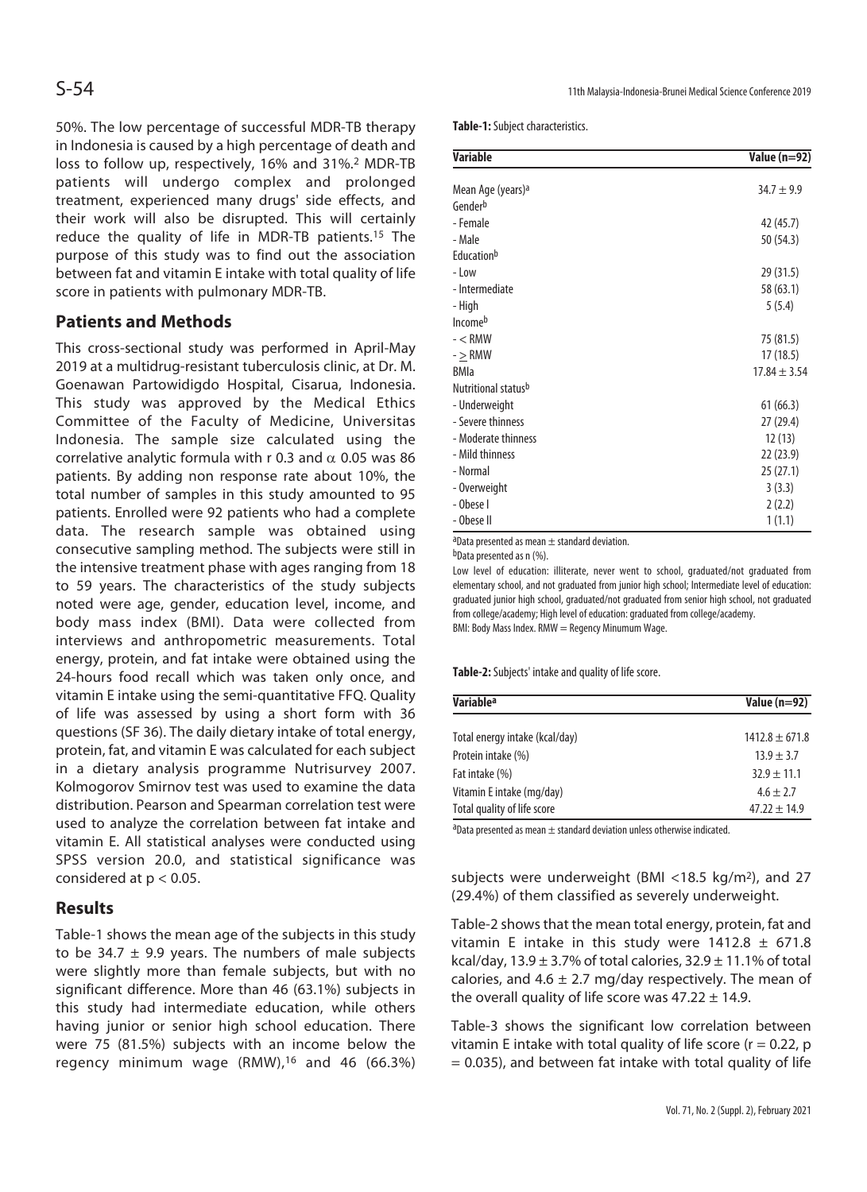50%. The low percentage of successful MDR-TB therapy in Indonesia is caused by a high percentage of death and loss to follow up, respectively, 16% and 31%.[2] MDR-TB patients will undergo complex and prolonged treatment, experienced many drugs' side effects, and their work will also be disrupted. This will certainly reduce the quality of life in MDR-TB patients.[15] The purpose of this study was to find out the association between fat and vitamin E intake with total quality of life score in patients with pulmonary MDR-TB.

## Patients and Methods

This cross-sectional study was performed in April-May 2019 at a multidrug-resistant tuberculosis clinic, at Dr. M. Goenawan Partowidigdo Hospital, Cisarua, Indonesia. This study was approved by the Medical Ethics Committee of the Faculty of Medicine, Universitas Indonesia. The sample size calculated using the correlative analytic formula with r 0.3 and $\alpha$ 0.05 was 86 patients. By adding non response rate about 10%, the total number of samples in this study amounted to 95 patients. Enrolled were 92 patients who had a complete data. The research sample was obtained using consecutive sampling method. The subjects were still in the intensive treatment phase with ages ranging from 18 to 59 years. The characteristics of the study subjects noted were age, gender, education level, income, and body mass index (BMI). Data were collected from interviews and anthropometric measurements. Total energy, protein, and fat intake were obtained using the 24-hours food recall which was taken only once, and vitamin E intake using the semi-quantitative FFQ. Quality of life was assessed by using a short form with 36 questions (SF 36). The daily dietary intake of total energy, protein, fat, and vitamin E was calculated for each subject in a dietary analysis programme Nutrisurvey 2007. Kolmogorov Smirnov test was used to examine the data distribution. Pearson and Spearman correlation test were used to analyze the correlation between fat intake and vitamin E. All statistical analyses were conducted using SPSS version 20.0, and statistical significance was considered at $p < 0.05$.

## Results

Table-1 shows the mean age of the subjects in this study to be $34.7 \pm 9.9$ years. The numbers of male subjects were slightly more than female subjects, but with no significant difference. More than 46 (63.1%) subjects in this study had intermediate education, while others having junior or senior high school education. There were 75 (81.5%) subjects with an income below the regency minimum wage (RMW),[16] and 46 (66.3%) subjects were underweight (BMI <18.5 kg/m$^2$), and 27 (29.4%) of them classified as severely underweight.

**Table-1:** Subject characteristics.

| Variable | Value (n=92) |
|---|---|
| Mean Age (years)[a] | $34.7 \pm 9.9$ |
| Gender[b] | |
| - Female | 42 (45.7) |
| - Male | 50 (54.3) |
| Education[b] | |
| - Low | 29 (31.5) |
| - Intermediate | 58 (63.1) |
| - High | 5 (5.4) |
| Income[b] | |
| - < RMW | 75 (81.5) |
| - ≥ RMW | 17 (18.5) |
| BMIa | $17.84 \pm 3.54$ |
| Nutritional status[b] | |
| - Underweight | 61 (66.3) |
| - Severe thinness | 27 (29.4) |
| - Moderate thinness | 12 (13) |
| - Mild thinness | 22 (23.9) |
| - Normal | 25 (27.1) |
| - Overweight | 3 (3.3) |
| - Obese I | 2 (2.2) |
| - Obese II | 1 (1.1) |

[a]Data presented as mean ± standard deviation.
[b]Data presented as n (%).
Low level of education: illiterate, never went to school, graduated/not graduated from elementary school, and not graduated from junior high school; Intermediate level of education: graduated junior high school, graduated/not graduated from senior high school, not graduated from college/academy; High level of education: graduated from college/academy.
BMI: Body Mass Index. RMW = Regency Minumum Wage.

**Table-2:** Subjects' intake and quality of life score.

| Variable[a] | Value (n=92) |
|---|---|
| Total energy intake (kcal/day) | $1412.8 \pm 671.8$ |
| Protein intake (%) | $13.9 \pm 3.7$ |
| Fat intake (%) | $32.9 \pm 11.1$ |
| Vitamin E intake (mg/day) | $4.6 \pm 2.7$ |
| Total quality of life score | $47.22 \pm 14.9$ |

[a]Data presented as mean ± standard deviation unless otherwise indicated.

Table-2 shows that the mean total energy, protein, fat and vitamin E intake in this study were $1412.8 \pm 671.8$ kcal/day, $13.9 \pm 3.7$% of total calories, $32.9 \pm 11.1$% of total calories, and $4.6 \pm 2.7$ mg/day respectively. The mean of the overall quality of life score was $47.22 \pm 14.9$.

Table-3 shows the significant low correlation between vitamin E intake with total quality of life score ($r = 0.22$, $p = 0.035$), and between fat intake with total quality of life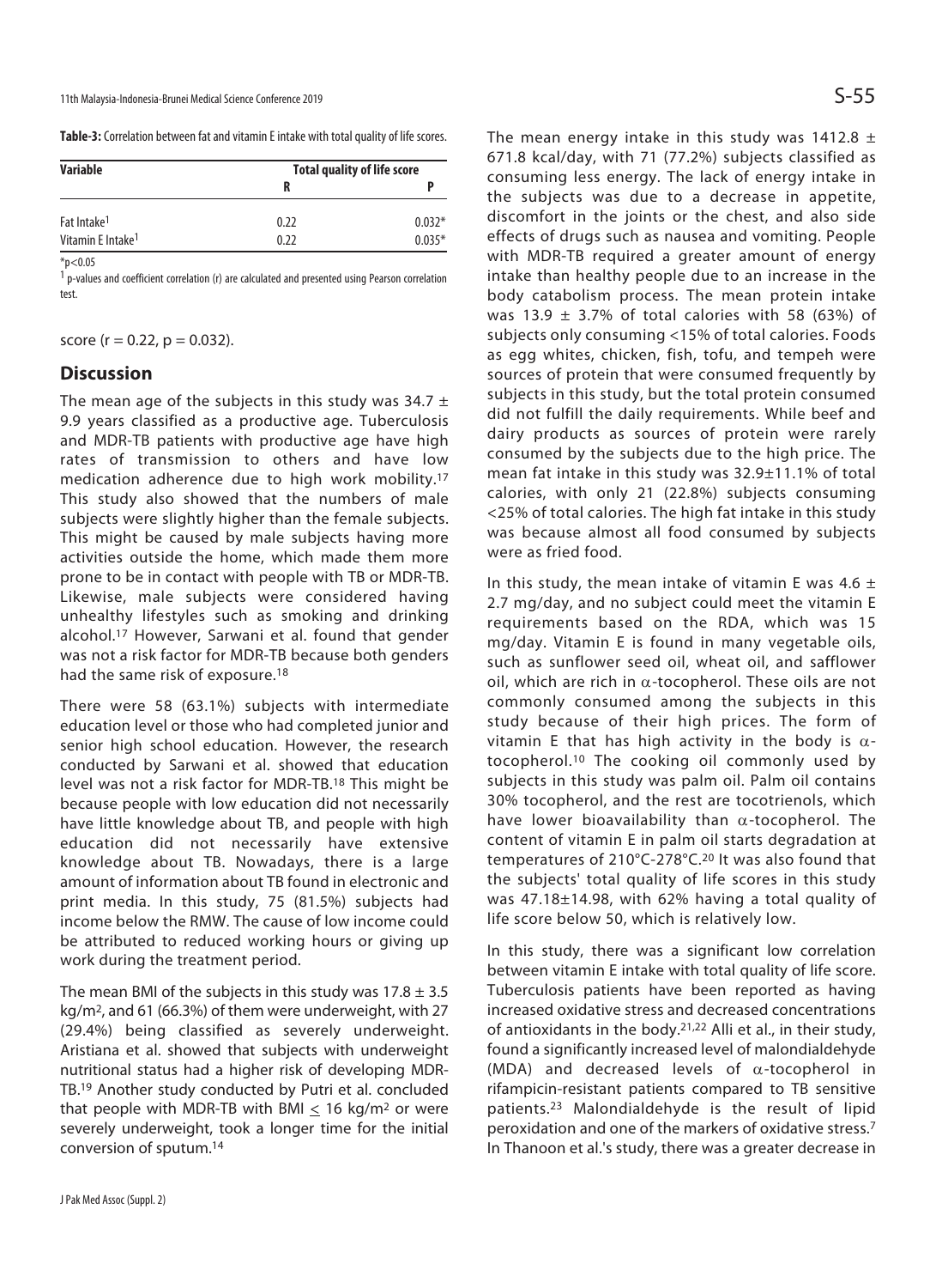**Table-3:** Correlation between fat and vitamin E intake with total quality of life scores.

| Variable | Total quality of life score | |
|---|---|---|
| | R | P |
| Fat Intake[1] | 0.22 | 0.032* |
| Vitamin E Intake[1] | 0.22 | 0.035* |

*p<0.05

[1] p-values and coefficient correlation (r) are calculated and presented using Pearson correlation test.

score (r = 0.22, p = 0.032).

## Discussion

The mean age of the subjects in this study was 34.7 ± 9.9 years classified as a productive age. Tuberculosis and MDR-TB patients with productive age have high rates of transmission to others and have low medication adherence due to high work mobility.[17] This study also showed that the numbers of male subjects were slightly higher than the female subjects. This might be caused by male subjects having more activities outside the home, which made them more prone to be in contact with people with TB or MDR-TB. Likewise, male subjects were considered having unhealthy lifestyles such as smoking and drinking alcohol.[17] However, Sarwani et al. found that gender was not a risk factor for MDR-TB because both genders had the same risk of exposure.[18]

There were 58 (63.1%) subjects with intermediate education level or those who had completed junior and senior high school education. However, the research conducted by Sarwani et al. showed that education level was not a risk factor for MDR-TB.[18] This might be because people with low education did not necessarily have little knowledge about TB, and people with high education did not necessarily have extensive knowledge about TB. Nowadays, there is a large amount of information about TB found in electronic and print media. In this study, 75 (81.5%) subjects had income below the RMW. The cause of low income could be attributed to reduced working hours or giving up work during the treatment period.

The mean BMI of the subjects in this study was 17.8 ± 3.5 kg/m$^2$, and 61 (66.3%) of them were underweight, with 27 (29.4%) being classified as severely underweight. Aristiana et al. showed that subjects with underweight nutritional status had a higher risk of developing MDR-TB.[19] Another study conducted by Putri et al. concluded that people with MDR-TB with BMI $\leq$ 16 kg/m$^2$ or were severely underweight, took a longer time for the initial conversion of sputum.[14]

The mean energy intake in this study was 1412.8 ± 671.8 kcal/day, with 71 (77.2%) subjects classified as consuming less energy. The lack of energy intake in the subjects was due to a decrease in appetite, discomfort in the joints or the chest, and also side effects of drugs such as nausea and vomiting. People with MDR-TB required a greater amount of energy intake than healthy people due to an increase in the body catabolism process. The mean protein intake was 13.9 ± 3.7% of total calories with 58 (63%) of subjects only consuming <15% of total calories. Foods as egg whites, chicken, fish, tofu, and tempeh were sources of protein that were consumed frequently by subjects in this study, but the total protein consumed did not fulfill the daily requirements. While beef and dairy products as sources of protein were rarely consumed by the subjects due to the high price. The mean fat intake in this study was 32.9±11.1% of total calories, with only 21 (22.8%) subjects consuming <25% of total calories. The high fat intake in this study was because almost all food consumed by subjects were as fried food.

In this study, the mean intake of vitamin E was 4.6 ± 2.7 mg/day, and no subject could meet the vitamin E requirements based on the RDA, which was 15 mg/day. Vitamin E is found in many vegetable oils, such as sunflower seed oil, wheat oil, and safflower oil, which are rich in $\alpha$-tocopherol. These oils are not commonly consumed among the subjects in this study because of their high prices. The form of vitamin E that has high activity in the body is $\alpha$-tocopherol.[10] The cooking oil commonly used by subjects in this study was palm oil. Palm oil contains 30% tocopherol, and the rest are tocotrienols, which have lower bioavailability than $\alpha$-tocopherol. The content of vitamin E in palm oil starts degradation at temperatures of 210°C-278°C.[20] It was also found that the subjects' total quality of life scores in this study was 47.18±14.98, with 62% having a total quality of life score below 50, which is relatively low.

In this study, there was a significant low correlation between vitamin E intake with total quality of life score. Tuberculosis patients have been reported as having increased oxidative stress and decreased concentrations of antioxidants in the body.[21,22] Alli et al., in their study, found a significantly increased level of malondialdehyde (MDA) and decreased levels of $\alpha$-tocopherol in rifampicin-resistant patients compared to TB sensitive patients.[23] Malondialdehyde is the result of lipid peroxidation and one of the markers of oxidative stress.[7] In Thanoon et al.'s study, there was a greater decrease in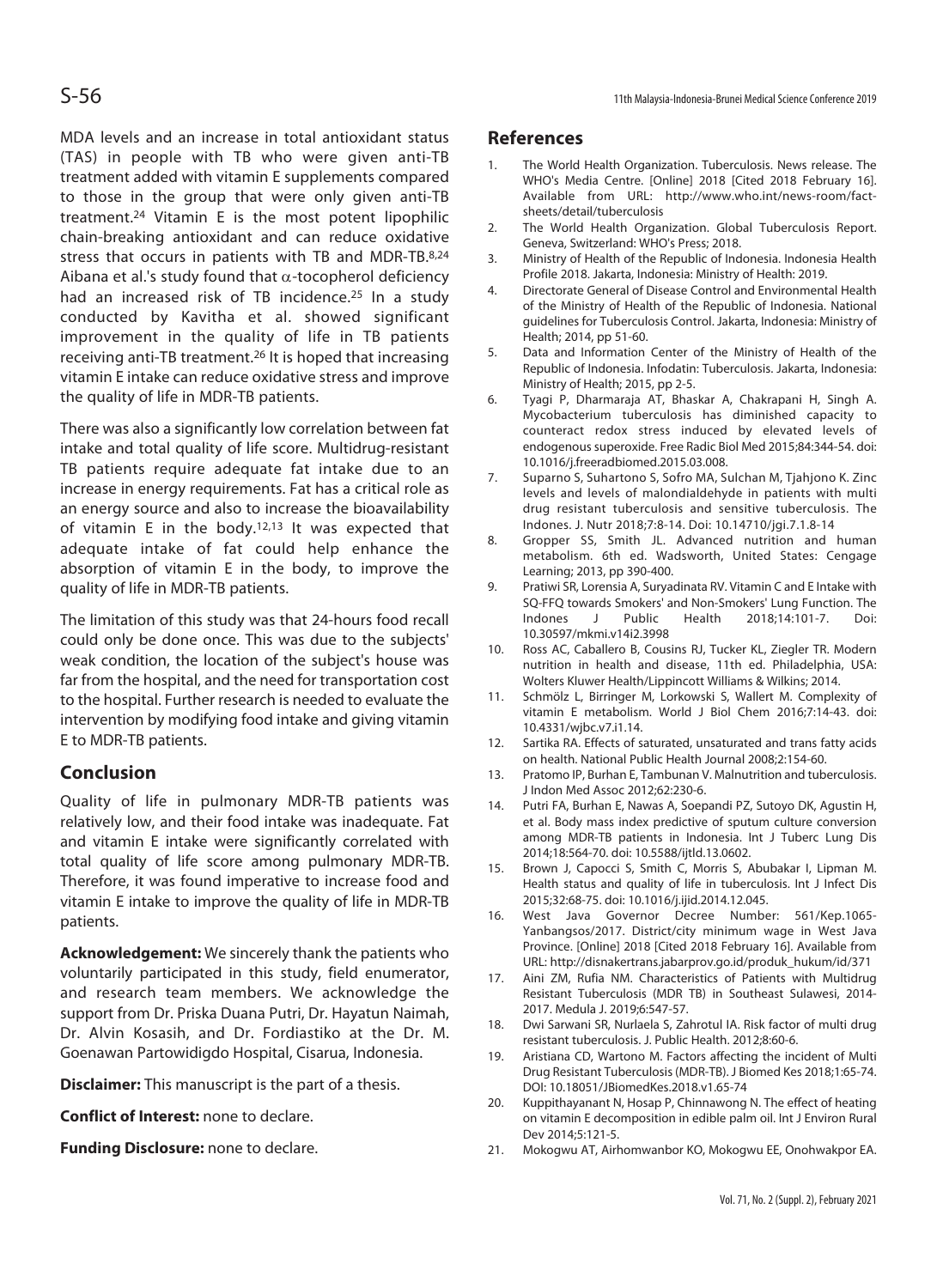MDA levels and an increase in total antioxidant status (TAS) in people with TB who were given anti-TB treatment added with vitamin E supplements compared to those in the group that were only given anti-TB treatment.[24] Vitamin E is the most potent lipophilic chain-breaking antioxidant and can reduce oxidative stress that occurs in patients with TB and MDR-TB.[8,24] Aibana et al.'s study found that $\alpha$-tocopherol deficiency had an increased risk of TB incidence.[25] In a study conducted by Kavitha et al. showed significant improvement in the quality of life in TB patients receiving anti-TB treatment.[26] It is hoped that increasing vitamin E intake can reduce oxidative stress and improve the quality of life in MDR-TB patients.

There was also a significantly low correlation between fat intake and total quality of life score. Multidrug-resistant TB patients require adequate fat intake due to an increase in energy requirements. Fat has a critical role as an energy source and also to increase the bioavailability of vitamin E in the body.[12,13] It was expected that adequate intake of fat could help enhance the absorption of vitamin E in the body, to improve the quality of life in MDR-TB patients.

The limitation of this study was that 24-hours food recall could only be done once. This was due to the subjects' weak condition, the location of the subject's house was far from the hospital, and the need for transportation cost to the hospital. Further research is needed to evaluate the intervention by modifying food intake and giving vitamin E to MDR-TB patients.

## Conclusion

Quality of life in pulmonary MDR-TB patients was relatively low, and their food intake was inadequate. Fat and vitamin E intake were significantly correlated with total quality of life score among pulmonary MDR-TB. Therefore, it was found imperative to increase food and vitamin E intake to improve the quality of life in MDR-TB patients.

**Acknowledgement:** We sincerely thank the patients who voluntarily participated in this study, field enumerator, and research team members. We acknowledge the support from Dr. Priska Duana Putri, Dr. Hayatun Naimah, Dr. Alvin Kosasih, and Dr. Fordiastiko at the Dr. M. Goenawan Partowidigdo Hospital, Cisarua, Indonesia.

**Disclaimer:** This manuscript is the part of a thesis.

**Conflict of Interest:** none to declare.

**Funding Disclosure:** none to declare.

## References

1. The World Health Organization. Tuberculosis. News release. The WHO's Media Centre. [Online] 2018 [Cited 2018 February 16]. Available from URL: http://www.who.int/news-room/fact-sheets/detail/tuberculosis
2. The World Health Organization. Global Tuberculosis Report. Geneva, Switzerland: WHO's Press; 2018.
3. Ministry of Health of the Republic of Indonesia. Indonesia Health Profile 2018. Jakarta, Indonesia: Ministry of Health: 2019.
4. Directorate General of Disease Control and Environmental Health of the Ministry of Health of the Republic of Indonesia. National guidelines for Tuberculosis Control. Jakarta, Indonesia: Ministry of Health; 2014, pp 51-60.
5. Data and Information Center of the Ministry of Health of the Republic of Indonesia. Infodatin: Tuberculosis. Jakarta, Indonesia: Ministry of Health; 2015, pp 2-5.
6. Tyagi P, Dharmaraja AT, Bhaskar A, Chakrapani H, Singh A. Mycobacterium tuberculosis has diminished capacity to counteract redox stress induced by elevated levels of endogenous superoxide. Free Radic Biol Med 2015;84:344-54. doi: 10.1016/j.freeradbiomed.2015.03.008.
7. Suparno S, Suhartono S, Sofro MA, Sulchan M, Tjahjono K. Zinc levels and levels of malondialdehyde in patients with multi drug resistant tuberculosis and sensitive tuberculosis. The Indones. J. Nutr 2018;7:8-14. Doi: 10.14710/jgi.7.1.8-14
8. Gropper SS, Smith JL. Advanced nutrition and human metabolism. 6th ed. Wadsworth, United States: Cengage Learning; 2013, pp 390-400.
9. Pratiwi SR, Lorensia A, Suryadinata RV. Vitamin C and E Intake with SQ-FFQ towards Smokers' and Non-Smokers' Lung Function. The Indones J Public Health 2018;14:101-7. Doi: 10.30597/mkmi.v14i2.3998
10. Ross AC, Caballero B, Cousins RJ, Tucker KL, Ziegler TR. Modern nutrition in health and disease, 11th ed. Philadelphia, USA: Wolters Kluwer Health/Lippincott Williams & Wilkins; 2014.
11. Schmölz L, Birringer M, Lorkowski S, Wallert M. Complexity of vitamin E metabolism. World J Biol Chem 2016;7:14-43. doi: 10.4331/wjbc.v7.i1.14.
12. Sartika RA. Effects of saturated, unsaturated and trans fatty acids on health. National Public Health Journal 2008;2:154-60.
13. Pratomo IP, Burhan E, Tambunan V. Malnutrition and tuberculosis. J Indon Med Assoc 2012;62:230-6.
14. Putri FA, Burhan E, Nawas A, Soepandi PZ, Sutoyo DK, Agustin H, et al. Body mass index predictive of sputum culture conversion among MDR-TB patients in Indonesia. Int J Tuberc Lung Dis 2014;18:564-70. doi: 10.5588/ijtld.13.0602.
15. Brown J, Capocci S, Smith C, Morris S, Abubakar I, Lipman M. Health status and quality of life in tuberculosis. Int J Infect Dis 2015;32:68-75. doi: 10.1016/j.ijid.2014.12.045.
16. West Java Governor Decree Number: 561/Kep.1065-Yanbangsos/2017. District/city minimum wage in West Java Province. [Online] 2018 [Cited 2018 February 16]. Available from URL: http://disnakertrans.jabarprov.go.id/produk_hukum/id/371
17. Aini ZM, Rufia NM. Characteristics of Patients with Multidrug Resistant Tuberculosis (MDR TB) in Southeast Sulawesi, 2014-2017. Medula J. 2019;6:547-57.
18. Dwi Sarwani SR, Nurlaela S, Zahrotul IA. Risk factor of multi drug resistant tuberculosis. J. Public Health. 2012;8:60-6.
19. Aristiana CD, Wartono M. Factors affecting the incident of Multi Drug Resistant Tuberculosis (MDR-TB). J Biomed Kes 2018;1:65-74. DOI: 10.18051/JBiomedKes.2018.v1.65-74
20. Kuppithayanant N, Hosap P, Chinnawong N. The effect of heating on vitamin E decomposition in edible palm oil. Int J Environ Rural Dev 2014;5:121-5.
21. Mokogwu AT, Airhomwanbor KO, Mokogwu EE, Onohwakpor EA.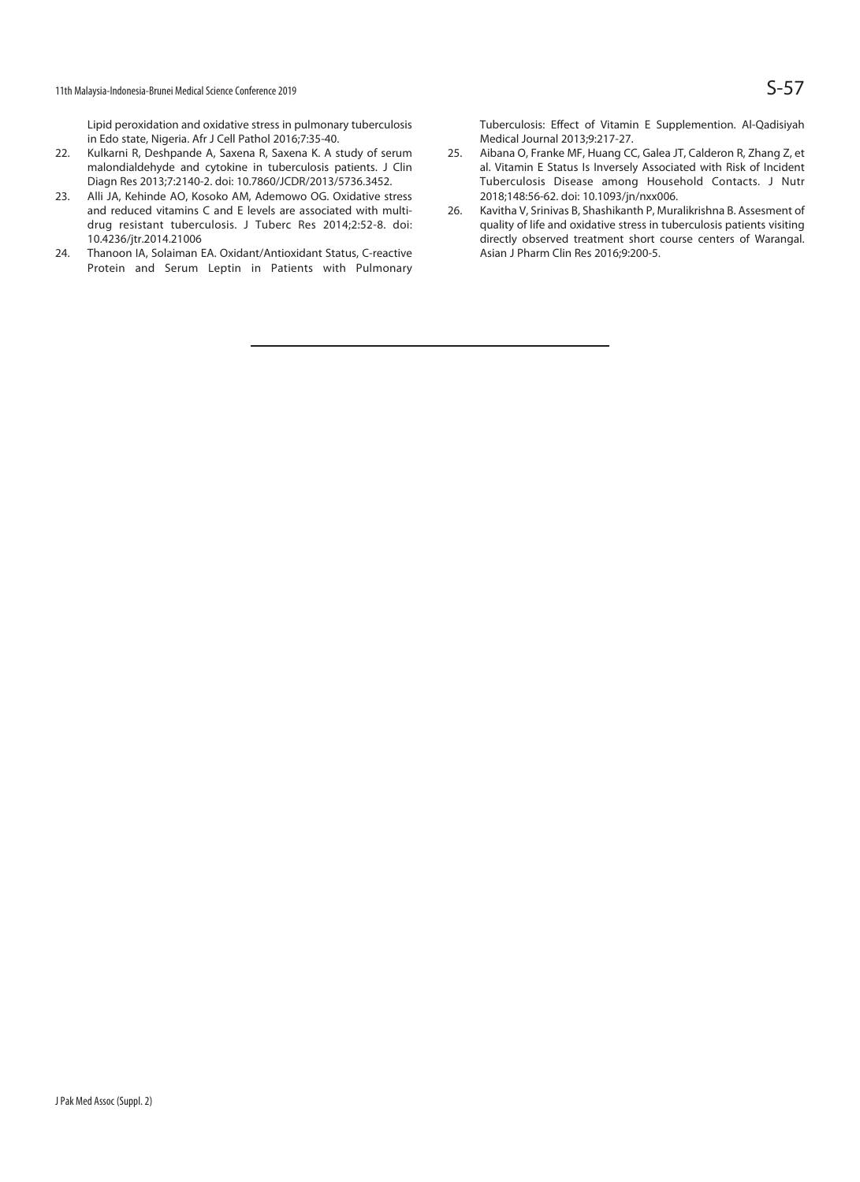Lipid peroxidation and oxidative stress in pulmonary tuberculosis in Edo state, Nigeria. Afr J Cell Pathol 2016;7:35-40.

22. Kulkarni R, Deshpande A, Saxena R, Saxena K. A study of serum malondialdehyde and cytokine in tuberculosis patients. J Clin Diagn Res 2013;7:2140-2. doi: 10.7860/JCDR/2013/5736.3452.
23. Alli JA, Kehinde AO, Kosoko AM, Ademowo OG. Oxidative stress and reduced vitamins C and E levels are associated with multi-drug resistant tuberculosis. J Tuberc Res 2014;2:52-8. doi: 10.4236/jtr.2014.21006
24. Thanoon IA, Solaiman EA. Oxidant/Antioxidant Status, C-reactive Protein and Serum Leptin in Patients with Pulmonary Tuberculosis: Effect of Vitamin E Supplemention. Al-Qadisiyah Medical Journal 2013;9:217-27.
25. Aibana O, Franke MF, Huang CC, Galea JT, Calderon R, Zhang Z, et al. Vitamin E Status Is Inversely Associated with Risk of Incident Tuberculosis Disease among Household Contacts. J Nutr 2018;148:56-62. doi: 10.1093/jn/nxx006.
26. Kavitha V, Srinivas B, Shashikanth P, Muralikrishna B. Assesment of quality of life and oxidative stress in tuberculosis patients visiting directly observed treatment short course centers of Warangal. Asian J Pharm Clin Res 2016;9:200-5.